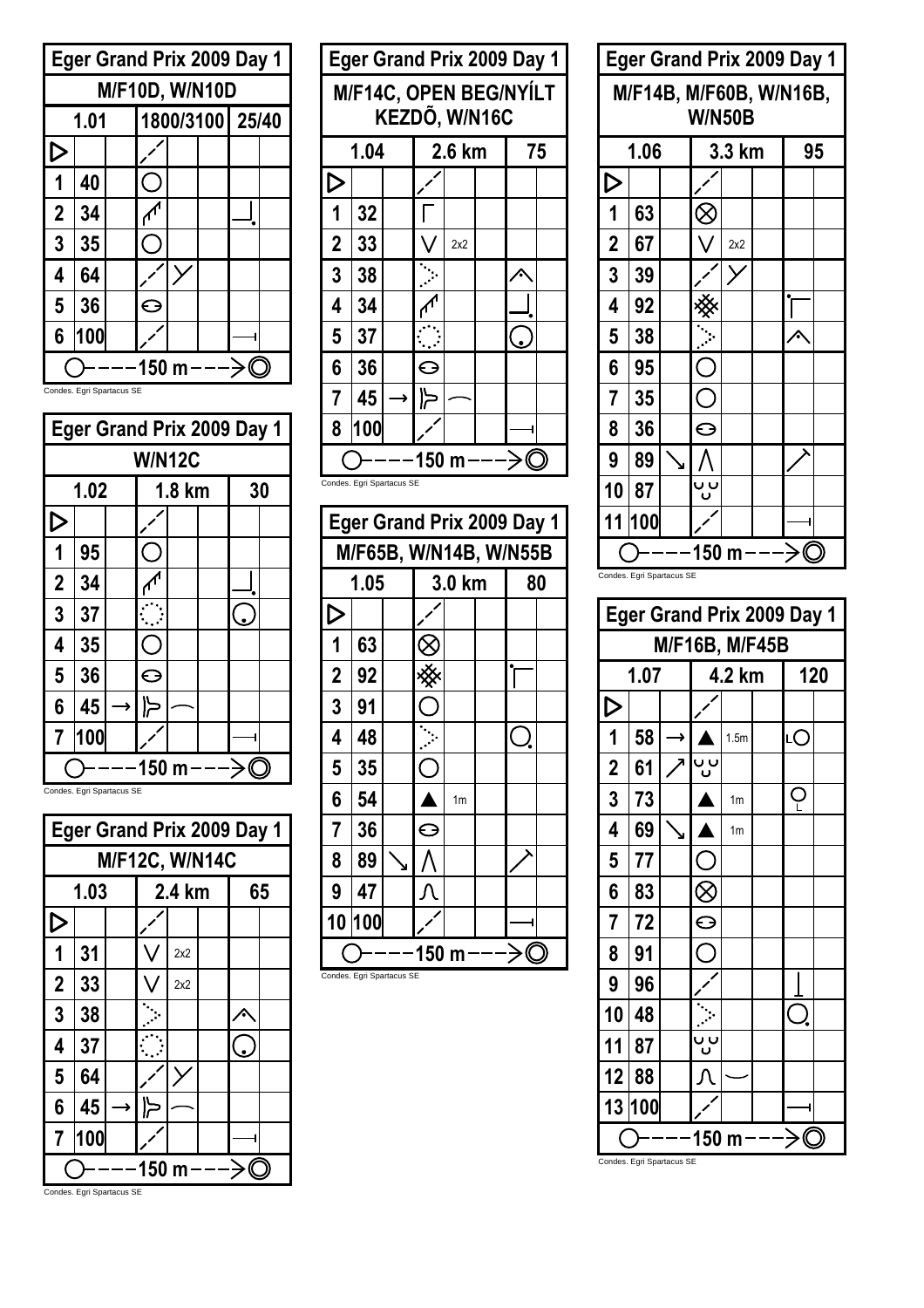## Eger Grand Prix 2009 Day 1

**M/F10D, W/N10D**

| 1.01 | | 1800/3100 | | | 25/40 | |
|---|---|---|---|---|---|---|
| ▷ | | ⁄ | | | | |
| 1 | 40 | ◯ | | | | |
| 2 | 34 | | | | | |
| 3 | 35 | ◯ | | | | |
| 4 | 64 | ⁄ | Y | | | |
| 5 | 36 | ⊖ | | | | |
| 6 | 100 | ⁄ | | | | |

◯----150 m---->◎

Condes. Egri Spartacus SE

## Eger Grand Prix 2009 Day 1

**W/N12C**

| 1.02 | | 1.8 km | | | 30 | |
|---|---|---|---|---|---|---|
| ▷ | | ⁄ | | | | |
| 1 | 95 | ◯ | | | | |
| 2 | 34 | | | | | |
| 3 | 37 | | | | | |
| 4 | 35 | ◯ | | | | |
| 5 | 36 | ⊖ | | | | |
| 6 | 45 | → | | | | |
| 7 | 100 | ⁄ | | | | |

◯----150 m---->◎

Condes. Egri Spartacus SE

## Eger Grand Prix 2009 Day 1

**M/F12C, W/N14C**

| 1.03 | | 2.4 km | | | 65 | |
|---|---|---|---|---|---|---|
| ▷ | | ⁄ | | | | |
| 1 | 31 | V | 2x2 | | | |
| 2 | 33 | V | 2x2 | | | |
| 3 | 38 | | | | | |
| 4 | 37 | | | | | |
| 5 | 64 | ⁄ | Y | | | |
| 6 | 45 | → | | | | |
| 7 | 100 | ⁄ | | | | |

◯----150 m---->◎

Condes. Egri Spartacus SE

## Eger Grand Prix 2009 Day 1

**M/F14C, OPEN BEG/NYÍLT KEZDÕ, W/N16C**

| 1.04 | | 2.6 km | | | 75 | |
|---|---|---|---|---|---|---|
| ▷ | | ⁄ | | | | |
| 1 | 32 | | | | | |
| 2 | 33 | V | 2x2 | | | |
| 3 | 38 | | | | | |
| 4 | 34 | | | | | |
| 5 | 37 | | | | | |
| 6 | 36 | ⊖ | | | | |
| 7 | 45 | → | | | | |
| 8 | 100 | ⁄ | | | | |

◯----150 m---->◎

Condes. Egri Spartacus SE

## Eger Grand Prix 2009 Day 1

**M/F65B, W/N14B, W/N55B**

| 1.05 | | 3.0 km | | | 80 | |
|---|---|---|---|---|---|---|
| ▷ | | ⁄ | | | | |
| 1 | 63 | ⊗ | | | | |
| 2 | 92 | | | | | |
| 3 | 91 | ◯ | | | | |
| 4 | 48 | | | | | |
| 5 | 35 | ◯ | | | | |
| 6 | 54 | ▲ | 1m | | | |
| 7 | 36 | ⊖ | | | | |
| 8 | 89 | ↘ | Λ | | | |
| 9 | 47 | | | | | |
| 10 | 100 | ⁄ | | | | |

◯----150 m---->◎

Condes. Egri Spartacus SE

## Eger Grand Prix 2009 Day 1

**M/F14B, M/F60B, W/N16B, W/N50B**

| 1.06 | | 3.3 km | | | 95 | |
|---|---|---|---|---|---|---|
| ▷ | | ⁄ | | | | |
| 1 | 63 | ⊗ | | | | |
| 2 | 67 | V | 2x2 | | | |
| 3 | 39 | ⁄ | Y | | | |
| 4 | 92 | | | | | |
| 5 | 38 | | | | | |
| 6 | 95 | ◯ | | | | |
| 7 | 35 | ◯ | | | | |
| 8 | 36 | ⊖ | | | | |
| 9 | 89 | ↘ | Λ | | | |
| 10 | 87 | | | | | |
| 11 | 100 | ⁄ | | | | |

◯----150 m---->◎

Condes. Egri Spartacus SE

## Eger Grand Prix 2009 Day 1

**M/F16B, M/F45B**

| 1.07 | | 4.2 km | | | 120 | |
|---|---|---|---|---|---|---|
| ▷ | | ⁄ | | | | |
| 1 | 58 | → | ▲ | 1.5m | | |
| 2 | 61 | ↗ | | | | |
| 3 | 73 | | ▲ | 1m | | |
| 4 | 69 | ↘ | ▲ | 1m | | |
| 5 | 77 | | ◯ | | | |
| 6 | 83 | | ⊗ | | | |
| 7 | 72 | | ⊖ | | | |
| 8 | 91 | | ◯ | | | |
| 9 | 96 | | ⁄ | | | |
| 10 | 48 | | | | | |
| 11 | 87 | | | | | |
| 12 | 88 | | | | | |
| 13 | 100 | | ⁄ | | | |

◯----150 m---->◎

Condes. Egri Spartacus SE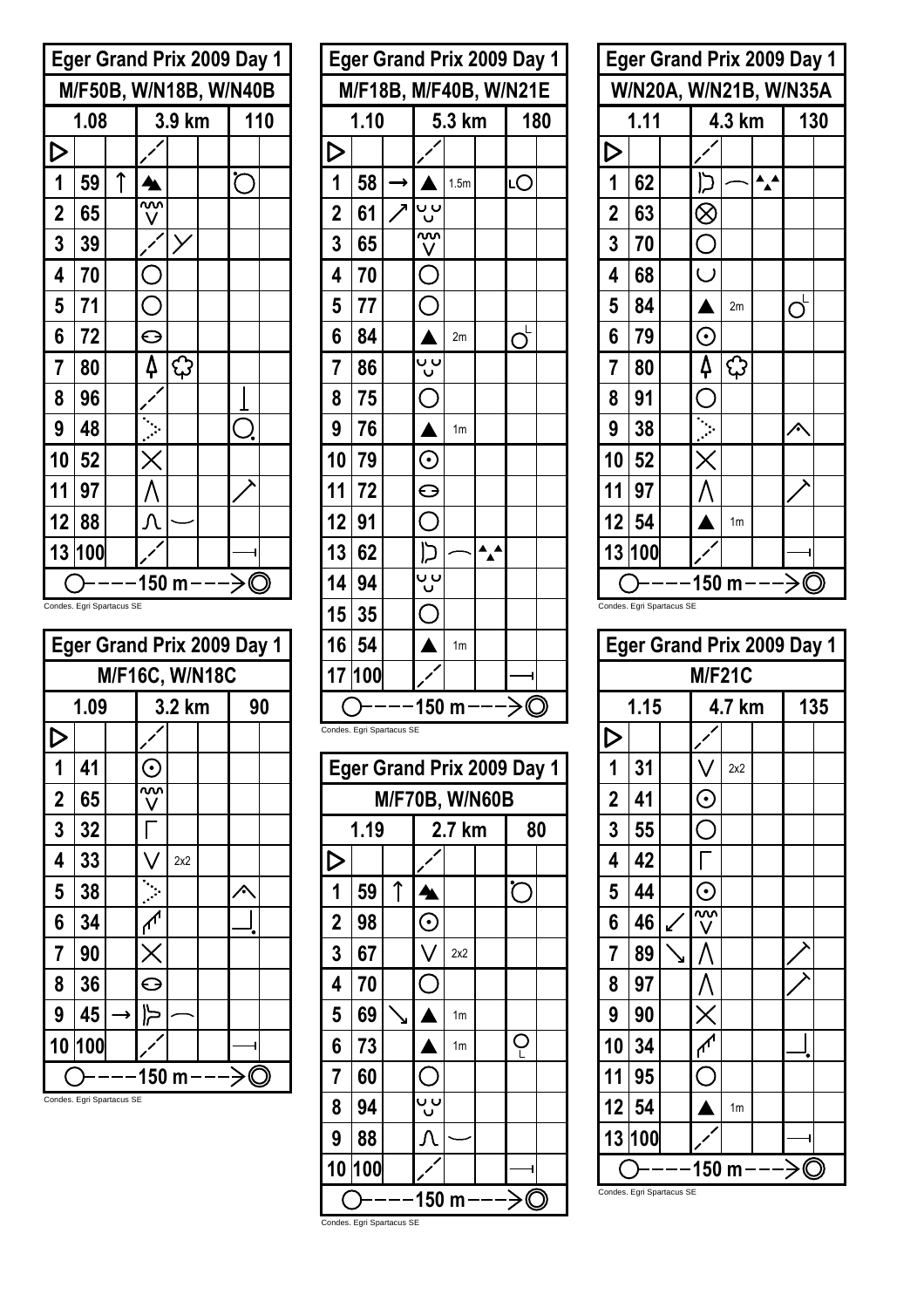| Eger Grand Prix 2009 Day 1 | | | | | | | |
|---|---|---|---|---|---|---|---|
| M/F50B, W/N18B, W/N40B | | | | | | | |
| 1.08 | | 3.9 km | | | | 110 | |
| ▷ | | | | | | | |
| 1 | 59 | ↑ | | | | | |
| 2 | 65 | | | | | | |
| 3 | 39 | | | | | | |
| 4 | 70 | | ○ | | | | |
| 5 | 71 | | ○ | | | | |
| 6 | 72 | | | | | | |
| 7 | 80 | | | | | | |
| 8 | 96 | | | | | | |
| 9 | 48 | | | | | | |
| 10 | 52 | | × | | | | |
| 11 | 97 | | ∧ | | | | |
| 12 | 88 | | | | | | |
| 13 | 100 | | | | | | |
| ○----150 m--->◎ | | | | | | | |

Condes. Egri Spartacus SE

| Eger Grand Prix 2009 Day 1 | | | | | | | |
|---|---|---|---|---|---|---|---|
| M/F16C, W/N18C | | | | | | | |
| 1.09 | | 3.2 km | | | | 90 | |
| ▷ | | | | | | | |
| 1 | 41 | | ⊙ | | | | |
| 2 | 65 | | | | | | |
| 3 | 32 | | | | | | |
| 4 | 33 | | ∨ | 2x2 | | | |
| 5 | 38 | | | | | | |
| 6 | 34 | | | | | | |
| 7 | 90 | | × | | | | |
| 8 | 36 | | | | | | |
| 9 | 45 | → | | | | | |
| 10 | 100 | | | | | | |
| ○----150 m--->◎ | | | | | | | |

Condes. Egri Spartacus SE

| Eger Grand Prix 2009 Day 1 | | | | | | | |
|---|---|---|---|---|---|---|---|
| M/F18B, M/F40B, W/N21E | | | | | | | |
| 1.10 | | 5.3 km | | | | 180 | |
| ▷ | | | | | | | |
| 1 | 58 | → | ▲ | 1.5m | | L○ | |
| 2 | 61 | ↗ | | | | | |
| 3 | 65 | | | | | | |
| 4 | 70 | | ○ | | | | |
| 5 | 77 | | ○ | | | | |
| 6 | 84 | | ▲ | 2m | | | |
| 7 | 86 | | | | | | |
| 8 | 75 | | ○ | | | | |
| 9 | 76 | | ▲ | 1m | | | |
| 10 | 79 | | ⊙ | | | | |
| 11 | 72 | | | | | | |
| 12 | 91 | | ○ | | | | |
| 13 | 62 | | | | | | |
| 14 | 94 | | | | | | |
| 15 | 35 | | ○ | | | | |
| 16 | 54 | | ▲ | 1m | | | |
| 17 | 100 | | | | | | |
| ○----150 m--->◎ | | | | | | | |

Condes. Egri Spartacus SE

| Eger Grand Prix 2009 Day 1 | | | | | | | |
|---|---|---|---|---|---|---|---|
| M/F70B, W/N60B | | | | | | | |
| 1.19 | | 2.7 km | | | | 80 | |
| ▷ | | | | | | | |
| 1 | 59 | ↑ | | | | | |
| 2 | 98 | | ⊙ | | | | |
| 3 | 67 | | ∨ | 2x2 | | | |
| 4 | 70 | | ○ | | | | |
| 5 | 69 | ↘ | ▲ | 1m | | | |
| 6 | 73 | | ▲ | 1m | | | |
| 7 | 60 | | ○ | | | | |
| 8 | 94 | | | | | | |
| 9 | 88 | | | | | | |
| 10 | 100 | | | | | | |
| ○----150 m--->◎ | | | | | | | |

Condes. Egri Spartacus SE

| Eger Grand Prix 2009 Day 1 | | | | | | | |
|---|---|---|---|---|---|---|---|
| W/N20A, W/N21B, W/N35A | | | | | | | |
| 1.11 | | 4.3 km | | | | 130 | |
| ▷ | | | | | | | |
| 1 | 62 | | | | | | |
| 2 | 63 | | ⊗ | | | | |
| 3 | 70 | | ○ | | | | |
| 4 | 68 | | ◡ | | | | |
| 5 | 84 | | ▲ | 2m | | | |
| 6 | 79 | | ⊙ | | | | |
| 7 | 80 | | | | | | |
| 8 | 91 | | ○ | | | | |
| 9 | 38 | | | | | | |
| 10 | 52 | | × | | | | |
| 11 | 97 | | ∧ | | | | |
| 12 | 54 | | ▲ | 1m | | | |
| 13 | 100 | | | | | | |
| ○----150 m--->◎ | | | | | | | |

Condes. Egri Spartacus SE

| Eger Grand Prix 2009 Day 1 | | | | | | | |
|---|---|---|---|---|---|---|---|
| M/F21C | | | | | | | |
| 1.15 | | 4.7 km | | | | 135 | |
| ▷ | | | | | | | |
| 1 | 31 | | ∨ | 2x2 | | | |
| 2 | 41 | | ⊙ | | | | |
| 3 | 55 | | ○ | | | | |
| 4 | 42 | | | | | | |
| 5 | 44 | | ⊙ | | | | |
| 6 | 46 | ↙ | | | | | |
| 7 | 89 | ↘ | ∧ | | | | |
| 8 | 97 | | ∧ | | | | |
| 9 | 90 | | × | | | | |
| 10 | 34 | | | | | | |
| 11 | 95 | | ○ | | | | |
| 12 | 54 | | ▲ | 1m | | | |
| 13 | 100 | | | | | | |
| ○----150 m--->◎ | | | | | | | |

Condes. Egri Spartacus SE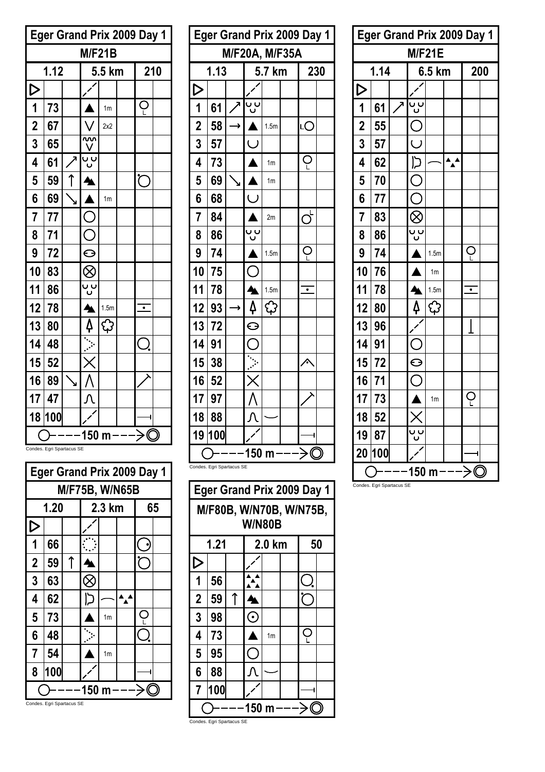| Eger Grand Prix 2009 Day 1 | | | | | | | |
|---|---|---|---|---|---|---|---|
| M/F21B | | | | | | | |
| 1.12 | | | 5.5 km | | | 210 | |
| ▷ | | | | | | | |
| 1 | 73 | | ▲ | 1m | | | |
| 2 | 67 | | V | 2x2 | | | |
| 3 | 65 | | | | | | |
| 4 | 61 | ↗ | | | | | |
| 5 | 59 | ↑ | | | | | |
| 6 | 69 | ↘ | ▲ | 1m | | | |
| 7 | 77 | | ○ | | | | |
| 8 | 71 | | ○ | | | | |
| 9 | 72 | | | | | | |
| 10 | 83 | | ⊗ | | | | |
| 11 | 86 | | | | | | |
| 12 | 78 | | | 1.5m | | | |
| 13 | 80 | | | | | | |
| 14 | 48 | | | | | | |
| 15 | 52 | | ✕ | | | | |
| 16 | 89 | ↘ | Λ | | | | |
| 17 | 47 | | | | | | |
| 18 | 100 | | | | | | |
| ○----150 m--->◎ | | | | | | | |

Condes. Egri Spartacus SE

| Eger Grand Prix 2009 Day 1 | | | | | | | |
|---|---|---|---|---|---|---|---|
| M/F20A, M/F35A | | | | | | | |
| 1.13 | | | 5.7 km | | | 230 | |
| ▷ | | | | | | | |
| 1 | 61 | ↗ | | | | | |
| 2 | 58 | → | ▲ | 1.5m | | | |
| 3 | 57 | | | | | | |
| 4 | 73 | | ▲ | 1m | | | |
| 5 | 69 | ↘ | ▲ | 1m | | | |
| 6 | 68 | | | | | | |
| 7 | 84 | | ▲ | 2m | | | |
| 8 | 86 | | | | | | |
| 9 | 74 | | ▲ | 1.5m | | | |
| 10 | 75 | | ○ | | | | |
| 11 | 78 | | | 1.5m | | | |
| 12 | 93 | → | | | | | |
| 13 | 72 | | | | | | |
| 14 | 91 | | ○ | | | | |
| 15 | 38 | | | | | | |
| 16 | 52 | | ✕ | | | | |
| 17 | 97 | | Λ | | | | |
| 18 | 88 | | | | | | |
| 19 | 100 | | | | | | |
| ○----150 m--->◎ | | | | | | | |

Condes. Egri Spartacus SE

| Eger Grand Prix 2009 Day 1 | | | | | | | |
|---|---|---|---|---|---|---|---|
| M/F21E | | | | | | | |
| 1.14 | | | 6.5 km | | | 200 | |
| ▷ | | | | | | | |
| 1 | 61 | ↗ | | | | | |
| 2 | 55 | | ○ | | | | |
| 3 | 57 | | | | | | |
| 4 | 62 | | | | | | |
| 5 | 70 | | ○ | | | | |
| 6 | 77 | | ○ | | | | |
| 7 | 83 | | ⊗ | | | | |
| 8 | 86 | | | | | | |
| 9 | 74 | | ▲ | 1.5m | | | |
| 10 | 76 | | ▲ | 1m | | | |
| 11 | 78 | | | 1.5m | | | |
| 12 | 80 | | | | | | |
| 13 | 96 | | | | | | |
| 14 | 91 | | ○ | | | | |
| 15 | 72 | | | | | | |
| 16 | 71 | | ○ | | | | |
| 17 | 73 | | ▲ | 1m | | | |
| 18 | 52 | | ✕ | | | | |
| 19 | 87 | | | | | | |
| 20 | 100 | | | | | | |
| ○----150 m--->◎ | | | | | | | |

Condes. Egri Spartacus SE

| Eger Grand Prix 2009 Day 1 | | | | | | | |
|---|---|---|---|---|---|---|---|
| M/F75B, W/N65B | | | | | | | |
| 1.20 | | | 2.3 km | | | 65 | |
| ▷ | | | | | | | |
| 1 | 66 | | | | | | |
| 2 | 59 | ↑ | | | | | |
| 3 | 63 | | ⊗ | | | | |
| 4 | 62 | | | | | | |
| 5 | 73 | | ▲ | 1m | | | |
| 6 | 48 | | | | | | |
| 7 | 54 | | ▲ | 1m | | | |
| 8 | 100 | | | | | | |
| ○----150 m--->◎ | | | | | | | |

Condes. Egri Spartacus SE

| Eger Grand Prix 2009 Day 1 | | | | | | | |
|---|---|---|---|---|---|---|---|
| M/F80B, W/N70B, W/N75B, W/N80B | | | | | | | |
| 1.21 | | | 2.0 km | | | 50 | |
| ▷ | | | | | | | |
| 1 | 56 | | | | | | |
| 2 | 59 | ↑ | | | | | |
| 3 | 98 | | ⊙ | | | | |
| 4 | 73 | | ▲ | 1m | | | |
| 5 | 95 | | ○ | | | | |
| 6 | 88 | | | | | | |
| 7 | 100 | | | | | | |
| ○----150 m--->◎ | | | | | | | |

Condes. Egri Spartacus SE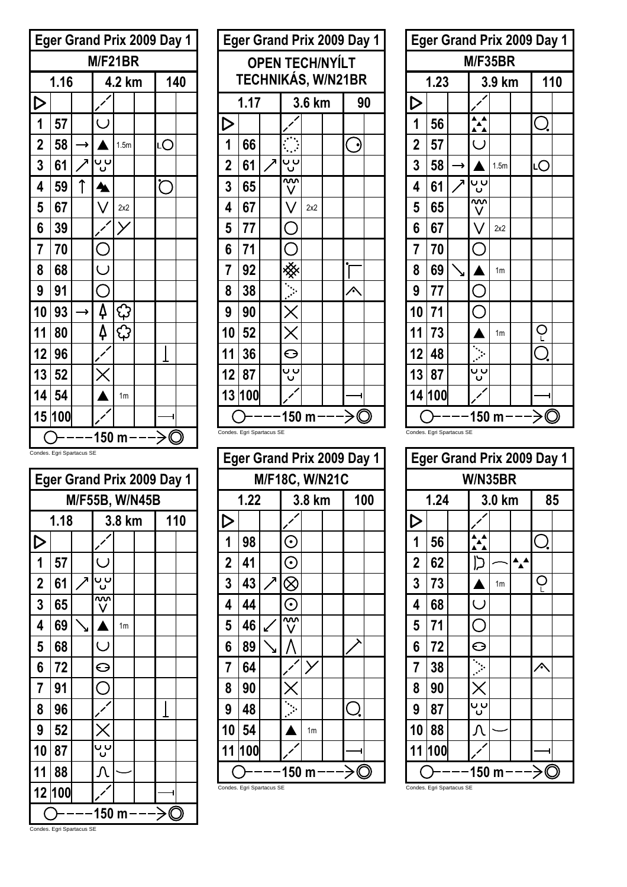| Eger Grand Prix 2009 Day 1 | | | | | | | |
|---|---|---|---|---|---|---|---|
| M/F21BR | | | | | | | |
| 1.16 | | 4.2 km | | | | 140 | |
| ▷ | | | | | | | |
| 1 | 57 | | | | | | |
| 2 | 58 | → | ▲ | 1.5m | | | |
| 3 | 61 | ↗ | | | | | |
| 4 | 59 | ↑ | | | | | |
| 5 | 67 | | V | 2x2 | | | |
| 6 | 39 | | | | | | |
| 7 | 70 | | | | | | |
| 8 | 68 | | | | | | |
| 9 | 91 | | | | | | |
| 10 | 93 | → | | | | | |
| 11 | 80 | | | | | | |
| 12 | 96 | | | | | | |
| 13 | 52 | | | | | | |
| 14 | 54 | | ▲ | 1m | | | |
| 15 | 100 | | | | | | |
| ○----150 m---->◎ | | | | | | | |

Condes. Egri Spartacus SE

| Eger Grand Prix 2009 Day 1 | | | | | | | |
|---|---|---|---|---|---|---|---|
| OPEN TECH/NYÍLT TECHNIKÁS, W/N21BR | | | | | | | |
| 1.17 | | 3.6 km | | | | 90 | |
| ▷ | | | | | | | |
| 1 | 66 | | | | | | |
| 2 | 61 | ↗ | | | | | |
| 3 | 65 | | | | | | |
| 4 | 67 | | V | 2x2 | | | |
| 5 | 77 | | | | | | |
| 6 | 71 | | | | | | |
| 7 | 92 | | | | | | |
| 8 | 38 | | | | | | |
| 9 | 90 | | | | | | |
| 10 | 52 | | | | | | |
| 11 | 36 | | | | | | |
| 12 | 87 | | | | | | |
| 13 | 100 | | | | | | |
| ○----150 m---->◎ | | | | | | | |

Condes. Egri Spartacus SE

| Eger Grand Prix 2009 Day 1 | | | | | | | |
|---|---|---|---|---|---|---|---|
| M/F35BR | | | | | | | |
| 1.23 | | 3.9 km | | | | 110 | |
| ▷ | | | | | | | |
| 1 | 56 | | | | | | |
| 2 | 57 | | | | | | |
| 3 | 58 | → | ▲ | 1.5m | | | |
| 4 | 61 | ↗ | | | | | |
| 5 | 65 | | | | | | |
| 6 | 67 | | V | 2x2 | | | |
| 7 | 70 | | | | | | |
| 8 | 69 | ↘ | ▲ | 1m | | | |
| 9 | 77 | | | | | | |
| 10 | 71 | | | | | | |
| 11 | 73 | | ▲ | 1m | | | |
| 12 | 48 | | | | | | |
| 13 | 87 | | | | | | |
| 14 | 100 | | | | | | |
| ○----150 m---->◎ | | | | | | | |

Condes. Egri Spartacus SE

| Eger Grand Prix 2009 Day 1 | | | | | | | |
|---|---|---|---|---|---|---|---|
| M/F55B, W/N45B | | | | | | | |
| 1.18 | | 3.8 km | | | | 110 | |
| ▷ | | | | | | | |
| 1 | 57 | | | | | | |
| 2 | 61 | ↗ | | | | | |
| 3 | 65 | | | | | | |
| 4 | 69 | ↘ | ▲ | 1m | | | |
| 5 | 68 | | | | | | |
| 6 | 72 | | | | | | |
| 7 | 91 | | | | | | |
| 8 | 96 | | | | | | |
| 9 | 52 | | | | | | |
| 10 | 87 | | | | | | |
| 11 | 88 | | | | | | |
| 12 | 100 | | | | | | |
| ○----150 m---->◎ | | | | | | | |

Condes. Egri Spartacus SE

| Eger Grand Prix 2009 Day 1 | | | | | | | |
|---|---|---|---|---|---|---|---|
| M/F18C, W/N21C | | | | | | | |
| 1.22 | | 3.8 km | | | | 100 | |
| ▷ | | | | | | | |
| 1 | 98 | | | | | | |
| 2 | 41 | | | | | | |
| 3 | 43 | ↗ | | | | | |
| 4 | 44 | | | | | | |
| 5 | 46 | ↙ | | | | | |
| 6 | 89 | ↘ | | | | | |
| 7 | 64 | | | | | | |
| 8 | 90 | | | | | | |
| 9 | 48 | | | | | | |
| 10 | 54 | | ▲ | 1m | | | |
| 11 | 100 | | | | | | |
| ○----150 m---->◎ | | | | | | | |

Condes. Egri Spartacus SE

| Eger Grand Prix 2009 Day 1 | | | | | | | |
|---|---|---|---|---|---|---|---|
| W/N35BR | | | | | | | |
| 1.24 | | 3.0 km | | | | 85 | |
| ▷ | | | | | | | |
| 1 | 56 | | | | | | |
| 2 | 62 | | | | | | |
| 3 | 73 | | ▲ | 1m | | | |
| 4 | 68 | | | | | | |
| 5 | 71 | | | | | | |
| 6 | 72 | | | | | | |
| 7 | 38 | | | | | | |
| 8 | 90 | | | | | | |
| 9 | 87 | | | | | | |
| 10 | 88 | | | | | | |
| 11 | 100 | | | | | | |
| ○----150 m---->◎ | | | | | | | |

Condes. Egri Spartacus SE